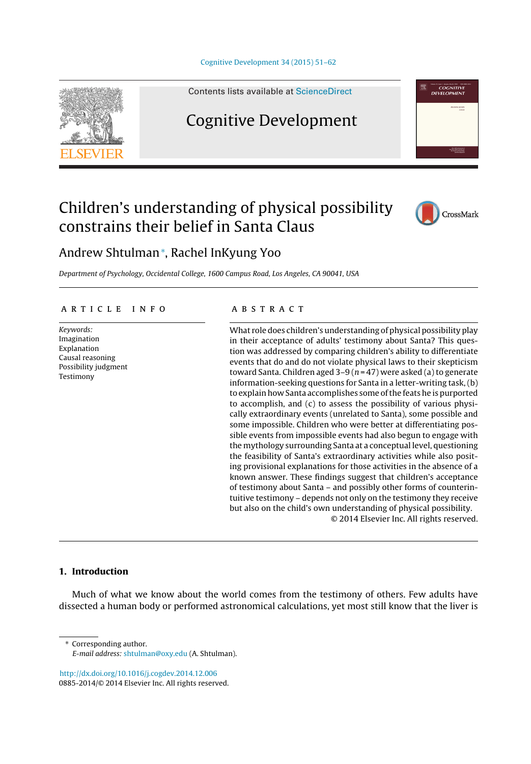Contents lists available at ScienceDirect

# Cognitive Development

# Children's understanding of physical possibility constrains their belief in Santa Claus

Andrew Shtulman*, Rachel InKyung Yoo

*Department of Psychology, Occidental College, 1600 Campus Road, Los Angeles, CA 90041, USA*

## ARTICLE INFO

*Keywords:*
Imagination
Explanation
Causal reasoning
Possibility judgment
Testimony

## ABSTRACT

What role does children's understanding of physical possibility play in their acceptance of adults' testimony about Santa? This question was addressed by comparing children's ability to differentiate events that do and do not violate physical laws to their skepticism toward Santa. Children aged 3–9 ($n = 47$) were asked (a) to generate information-seeking questions for Santa in a letter-writing task, (b) to explain how Santa accomplishes some of the feats he is purported to accomplish, and (c) to assess the possibility of various physically extraordinary events (unrelated to Santa), some possible and some impossible. Children who were better at differentiating possible events from impossible events had also begun to engage with the mythology surrounding Santa at a conceptual level, questioning the feasibility of Santa's extraordinary activities while also positing provisional explanations for those activities in the absence of a known answer. These findings suggest that children's acceptance of testimony about Santa – and possibly other forms of counterintuitive testimony – depends not only on the testimony they receive but also on the child's own understanding of physical possibility.

© 2014 Elsevier Inc. All rights reserved.

## 1. Introduction

Much of what we know about the world comes from the testimony of others. Few adults have dissected a human body or performed astronomical calculations, yet most still know that the liver is

---

* Corresponding author.
*E-mail address:* shtulman@oxy.edu (A. Shtulman).

http://dx.doi.org/10.1016/j.cogdev.2014.12.006
0885-2014/© 2014 Elsevier Inc. All rights reserved.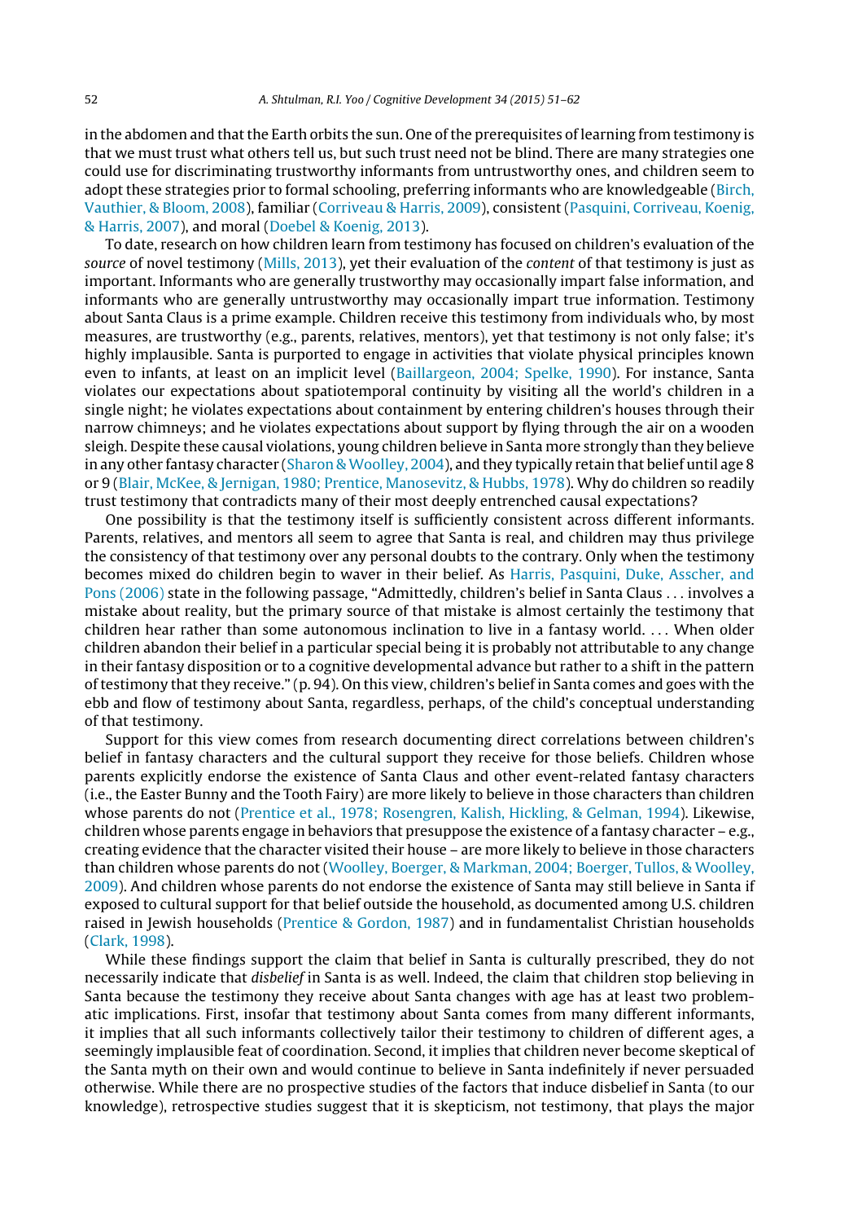in the abdomen and that the Earth orbits the sun. One of the prerequisites of learning from testimony is that we must trust what others tell us, but such trust need not be blind. There are many strategies one could use for discriminating trustworthy informants from untrustworthy ones, and children seem to adopt these strategies prior to formal schooling, preferring informants who are knowledgeable (Birch, Vauthier, & Bloom, 2008), familiar (Corriveau & Harris, 2009), consistent (Pasquini, Corriveau, Koenig, & Harris, 2007), and moral (Doebel & Koenig, 2013).

To date, research on how children learn from testimony has focused on children's evaluation of the *source* of novel testimony (Mills, 2013), yet their evaluation of the *content* of that testimony is just as important. Informants who are generally trustworthy may occasionally impart false information, and informants who are generally untrustworthy may occasionally impart true information. Testimony about Santa Claus is a prime example. Children receive this testimony from individuals who, by most measures, are trustworthy (e.g., parents, relatives, mentors), yet that testimony is not only false; it's highly implausible. Santa is purported to engage in activities that violate physical principles known even to infants, at least on an implicit level (Baillargeon, 2004; Spelke, 1990). For instance, Santa violates our expectations about spatiotemporal continuity by visiting all the world's children in a single night; he violates expectations about containment by entering children's houses through their narrow chimneys; and he violates expectations about support by flying through the air on a wooden sleigh. Despite these causal violations, young children believe in Santa more strongly than they believe in any other fantasy character (Sharon & Woolley, 2004), and they typically retain that belief until age 8 or 9 (Blair, McKee, & Jernigan, 1980; Prentice, Manosevitz, & Hubbs, 1978). Why do children so readily trust testimony that contradicts many of their most deeply entrenched causal expectations?

One possibility is that the testimony itself is sufficiently consistent across different informants. Parents, relatives, and mentors all seem to agree that Santa is real, and children may thus privilege the consistency of that testimony over any personal doubts to the contrary. Only when the testimony becomes mixed do children begin to waver in their belief. As Harris, Pasquini, Duke, Asscher, and Pons (2006) state in the following passage, "Admittedly, children's belief in Santa Claus . . . involves a mistake about reality, but the primary source of that mistake is almost certainly the testimony that children hear rather than some autonomous inclination to live in a fantasy world. . . . When older children abandon their belief in a particular special being it is probably not attributable to any change in their fantasy disposition or to a cognitive developmental advance but rather to a shift in the pattern of testimony that they receive." (p. 94). On this view, children's belief in Santa comes and goes with the ebb and flow of testimony about Santa, regardless, perhaps, of the child's conceptual understanding of that testimony.

Support for this view comes from research documenting direct correlations between children's belief in fantasy characters and the cultural support they receive for those beliefs. Children whose parents explicitly endorse the existence of Santa Claus and other event-related fantasy characters (i.e., the Easter Bunny and the Tooth Fairy) are more likely to believe in those characters than children whose parents do not (Prentice et al., 1978; Rosengren, Kalish, Hickling, & Gelman, 1994). Likewise, children whose parents engage in behaviors that presuppose the existence of a fantasy character – e.g., creating evidence that the character visited their house – are more likely to believe in those characters than children whose parents do not (Woolley, Boerger, & Markman, 2004; Boerger, Tullos, & Woolley, 2009). And children whose parents do not endorse the existence of Santa may still believe in Santa if exposed to cultural support for that belief outside the household, as documented among U.S. children raised in Jewish households (Prentice & Gordon, 1987) and in fundamentalist Christian households (Clark, 1998).

While these findings support the claim that belief in Santa is culturally prescribed, they do not necessarily indicate that *disbelief* in Santa is as well. Indeed, the claim that children stop believing in Santa because the testimony they receive about Santa changes with age has at least two problematic implications. First, insofar that testimony about Santa comes from many different informants, it implies that all such informants collectively tailor their testimony to children of different ages, a seemingly implausible feat of coordination. Second, it implies that children never become skeptical of the Santa myth on their own and would continue to believe in Santa indefinitely if never persuaded otherwise. While there are no prospective studies of the factors that induce disbelief in Santa (to our knowledge), retrospective studies suggest that it is skepticism, not testimony, that plays the major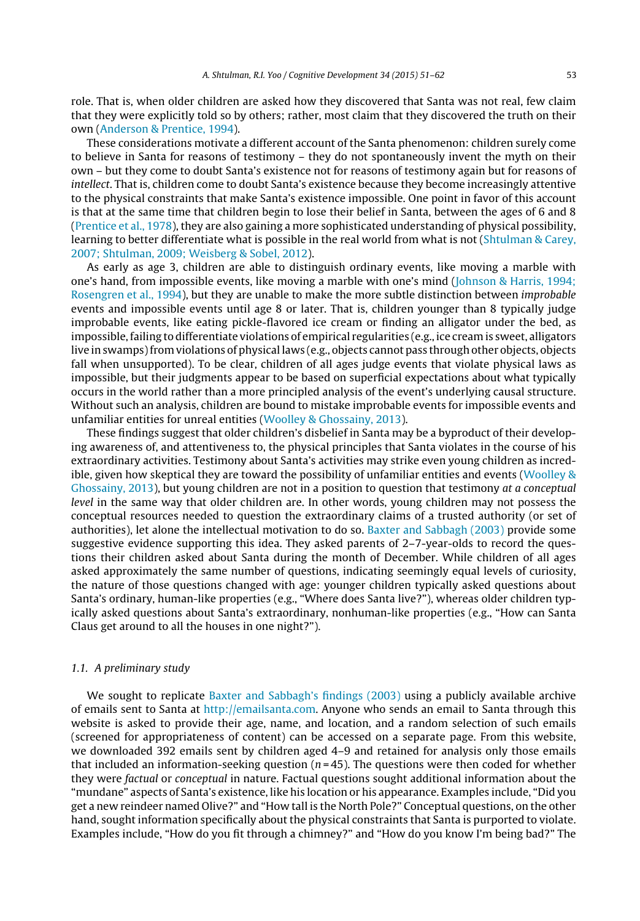role. That is, when older children are asked how they discovered that Santa was not real, few claim that they were explicitly told so by others; rather, most claim that they discovered the truth on their own (Anderson & Prentice, 1994).

These considerations motivate a different account of the Santa phenomenon: children surely come to believe in Santa for reasons of testimony – they do not spontaneously invent the myth on their own – but they come to doubt Santa's existence not for reasons of testimony again but for reasons of *intellect*. That is, children come to doubt Santa's existence because they become increasingly attentive to the physical constraints that make Santa's existence impossible. One point in favor of this account is that at the same time that children begin to lose their belief in Santa, between the ages of 6 and 8 (Prentice et al., 1978), they are also gaining a more sophisticated understanding of physical possibility, learning to better differentiate what is possible in the real world from what is not (Shtulman & Carey, 2007; Shtulman, 2009; Weisberg & Sobel, 2012).

As early as age 3, children are able to distinguish ordinary events, like moving a marble with one's hand, from impossible events, like moving a marble with one's mind (Johnson & Harris, 1994; Rosengren et al., 1994), but they are unable to make the more subtle distinction between *improbable* events and impossible events until age 8 or later. That is, children younger than 8 typically judge improbable events, like eating pickle-flavored ice cream or finding an alligator under the bed, as impossible, failing to differentiate violations of empirical regularities (e.g., ice cream is sweet, alligators live in swamps) from violations of physical laws (e.g., objects cannot pass through other objects, objects fall when unsupported). To be clear, children of all ages judge events that violate physical laws as impossible, but their judgments appear to be based on superficial expectations about what typically occurs in the world rather than a more principled analysis of the event's underlying causal structure. Without such an analysis, children are bound to mistake improbable events for impossible events and unfamiliar entities for unreal entities (Woolley & Ghossainy, 2013).

These findings suggest that older children's disbelief in Santa may be a byproduct of their developing awareness of, and attentiveness to, the physical principles that Santa violates in the course of his extraordinary activities. Testimony about Santa's activities may strike even young children as incredible, given how skeptical they are toward the possibility of unfamiliar entities and events (Woolley & Ghossainy, 2013), but young children are not in a position to question that testimony *at a conceptual level* in the same way that older children are. In other words, young children may not possess the conceptual resources needed to question the extraordinary claims of a trusted authority (or set of authorities), let alone the intellectual motivation to do so. Baxter and Sabbagh (2003) provide some suggestive evidence supporting this idea. They asked parents of 2–7-year-olds to record the questions their children asked about Santa during the month of December. While children of all ages asked approximately the same number of questions, indicating seemingly equal levels of curiosity, the nature of those questions changed with age: younger children typically asked questions about Santa's ordinary, human-like properties (e.g., "Where does Santa live?"), whereas older children typically asked questions about Santa's extraordinary, nonhuman-like properties (e.g., "How can Santa Claus get around to all the houses in one night?").

### 1.1. A preliminary study

We sought to replicate Baxter and Sabbagh's findings (2003) using a publicly available archive of emails sent to Santa at http://emailsanta.com. Anyone who sends an email to Santa through this website is asked to provide their age, name, and location, and a random selection of such emails (screened for appropriateness of content) can be accessed on a separate page. From this website, we downloaded 392 emails sent by children aged 4–9 and retained for analysis only those emails that included an information-seeking question ($n = 45$). The questions were then coded for whether they were *factual* or *conceptual* in nature. Factual questions sought additional information about the "mundane" aspects of Santa's existence, like his location or his appearance. Examples include, "Did you get a new reindeer named Olive?" and "How tall is the North Pole?" Conceptual questions, on the other hand, sought information specifically about the physical constraints that Santa is purported to violate. Examples include, "How do you fit through a chimney?" and "How do you know I'm being bad?" The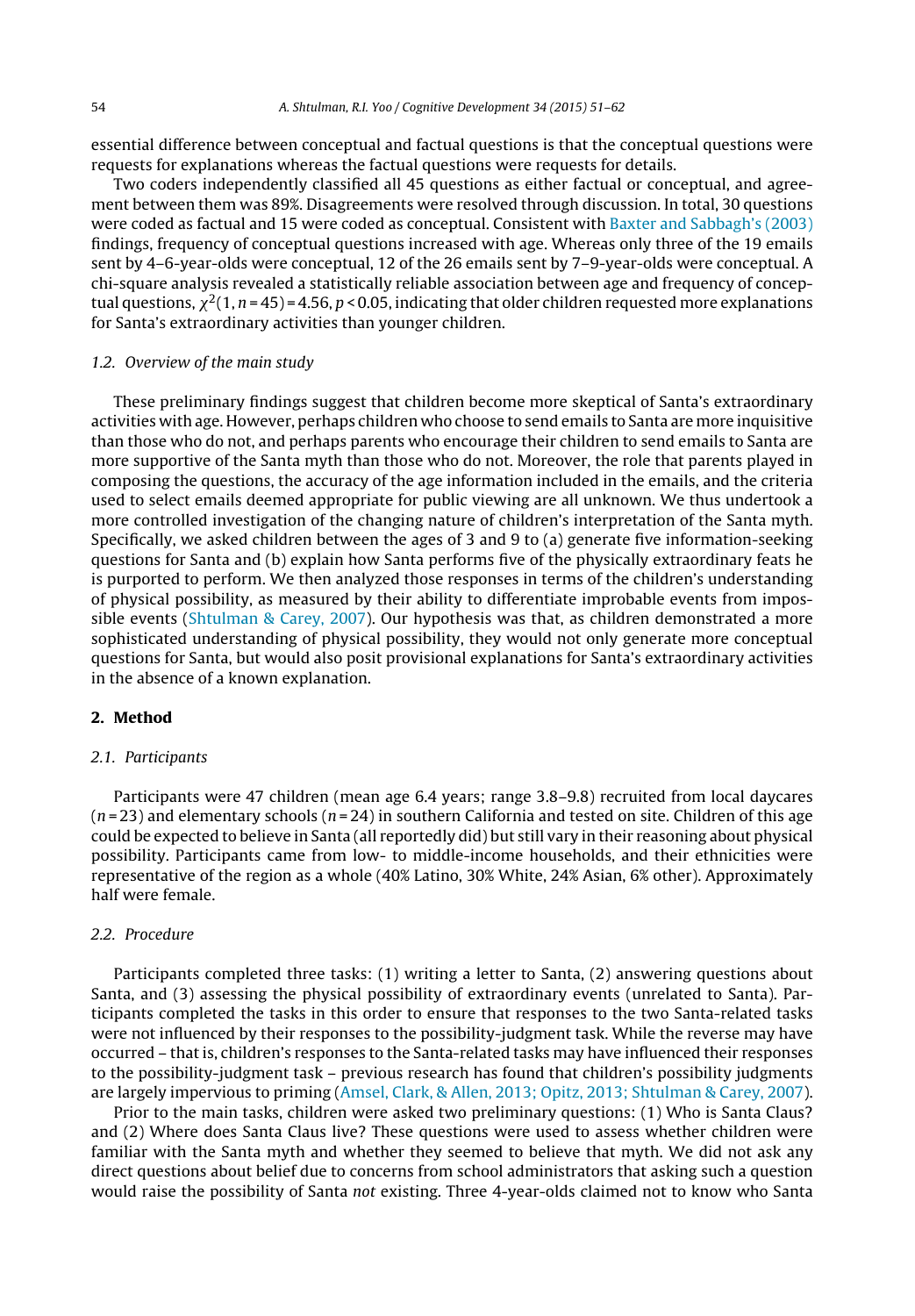essential difference between conceptual and factual questions is that the conceptual questions were requests for explanations whereas the factual questions were requests for details.

Two coders independently classified all 45 questions as either factual or conceptual, and agreement between them was 89%. Disagreements were resolved through discussion. In total, 30 questions were coded as factual and 15 were coded as conceptual. Consistent with Baxter and Sabbagh's (2003) findings, frequency of conceptual questions increased with age. Whereas only three of the 19 emails sent by 4–6-year-olds were conceptual, 12 of the 26 emails sent by 7–9-year-olds were conceptual. A chi-square analysis revealed a statistically reliable association between age and frequency of conceptual questions, $\chi^2(1, n = 45) = 4.56$, $p < 0.05$, indicating that older children requested more explanations for Santa's extraordinary activities than younger children.

### 1.2. *Overview of the main study*

These preliminary findings suggest that children become more skeptical of Santa's extraordinary activities with age. However, perhaps children who choose to send emails to Santa are more inquisitive than those who do not, and perhaps parents who encourage their children to send emails to Santa are more supportive of the Santa myth than those who do not. Moreover, the role that parents played in composing the questions, the accuracy of the age information included in the emails, and the criteria used to select emails deemed appropriate for public viewing are all unknown. We thus undertook a more controlled investigation of the changing nature of children's interpretation of the Santa myth. Specifically, we asked children between the ages of 3 and 9 to (a) generate five information-seeking questions for Santa and (b) explain how Santa performs five of the physically extraordinary feats he is purported to perform. We then analyzed those responses in terms of the children's understanding of physical possibility, as measured by their ability to differentiate improbable events from impossible events (Shtulman & Carey, 2007). Our hypothesis was that, as children demonstrated a more sophisticated understanding of physical possibility, they would not only generate more conceptual questions for Santa, but would also posit provisional explanations for Santa's extraordinary activities in the absence of a known explanation.

## 2. Method

### 2.1. *Participants*

Participants were 47 children (mean age 6.4 years; range 3.8–9.8) recruited from local daycares ($n = 23$) and elementary schools ($n = 24$) in southern California and tested on site. Children of this age could be expected to believe in Santa (all reportedly did) but still vary in their reasoning about physical possibility. Participants came from low- to middle-income households, and their ethnicities were representative of the region as a whole (40% Latino, 30% White, 24% Asian, 6% other). Approximately half were female.

### 2.2. *Procedure*

Participants completed three tasks: (1) writing a letter to Santa, (2) answering questions about Santa, and (3) assessing the physical possibility of extraordinary events (unrelated to Santa). Participants completed the tasks in this order to ensure that responses to the two Santa-related tasks were not influenced by their responses to the possibility-judgment task. While the reverse may have occurred – that is, children's responses to the Santa-related tasks may have influenced their responses to the possibility-judgment task – previous research has found that children's possibility judgments are largely impervious to priming (Amsel, Clark, & Allen, 2013; Opitz, 2013; Shtulman & Carey, 2007).

Prior to the main tasks, children were asked two preliminary questions: (1) Who is Santa Claus? and (2) Where does Santa Claus live? These questions were used to assess whether children were familiar with the Santa myth and whether they seemed to believe that myth. We did not ask any direct questions about belief due to concerns from school administrators that asking such a question would raise the possibility of Santa *not* existing. Three 4-year-olds claimed not to know who Santa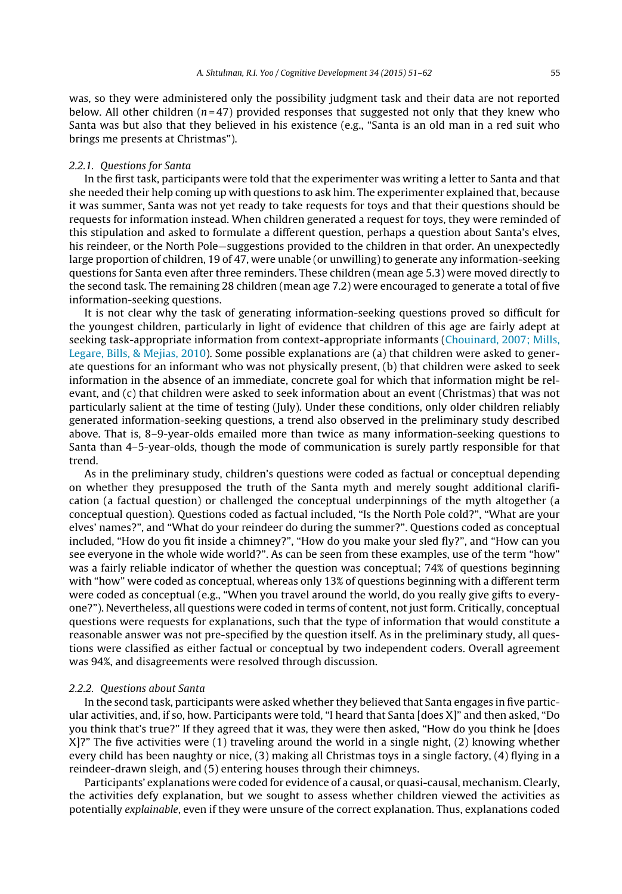was, so they were administered only the possibility judgment task and their data are not reported below. All other children ($n = 47$) provided responses that suggested not only that they knew who Santa was but also that they believed in his existence (e.g., "Santa is an old man in a red suit who brings me presents at Christmas").

#### 2.2.1. Questions for Santa

In the first task, participants were told that the experimenter was writing a letter to Santa and that she needed their help coming up with questions to ask him. The experimenter explained that, because it was summer, Santa was not yet ready to take requests for toys and that their questions should be requests for information instead. When children generated a request for toys, they were reminded of this stipulation and asked to formulate a different question, perhaps a question about Santa's elves, his reindeer, or the North Pole—suggestions provided to the children in that order. An unexpectedly large proportion of children, 19 of 47, were unable (or unwilling) to generate any information-seeking questions for Santa even after three reminders. These children (mean age 5.3) were moved directly to the second task. The remaining 28 children (mean age 7.2) were encouraged to generate a total of five information-seeking questions.

It is not clear why the task of generating information-seeking questions proved so difficult for the youngest children, particularly in light of evidence that children of this age are fairly adept at seeking task-appropriate information from context-appropriate informants (Chouinard, 2007; Mills, Legare, Bills, & Mejias, 2010). Some possible explanations are (a) that children were asked to generate questions for an informant who was not physically present, (b) that children were asked to seek information in the absence of an immediate, concrete goal for which that information might be relevant, and (c) that children were asked to seek information about an event (Christmas) that was not particularly salient at the time of testing (July). Under these conditions, only older children reliably generated information-seeking questions, a trend also observed in the preliminary study described above. That is, 8–9-year-olds emailed more than twice as many information-seeking questions to Santa than 4–5-year-olds, though the mode of communication is surely partly responsible for that trend.

As in the preliminary study, children's questions were coded as factual or conceptual depending on whether they presupposed the truth of the Santa myth and merely sought additional clarification (a factual question) or challenged the conceptual underpinnings of the myth altogether (a conceptual question). Questions coded as factual included, "Is the North Pole cold?", "What are your elves' names?", and "What do your reindeer do during the summer?". Questions coded as conceptual included, "How do you fit inside a chimney?", "How do you make your sled fly?", and "How can you see everyone in the whole wide world?". As can be seen from these examples, use of the term "how" was a fairly reliable indicator of whether the question was conceptual; 74% of questions beginning with "how" were coded as conceptual, whereas only 13% of questions beginning with a different term were coded as conceptual (e.g., "When you travel around the world, do you really give gifts to everyone?"). Nevertheless, all questions were coded in terms of content, not just form. Critically, conceptual questions were requests for explanations, such that the type of information that would constitute a reasonable answer was not pre-specified by the question itself. As in the preliminary study, all questions were classified as either factual or conceptual by two independent coders. Overall agreement was 94%, and disagreements were resolved through discussion.

#### 2.2.2. Questions about Santa

In the second task, participants were asked whether they believed that Santa engages in five particular activities, and, if so, how. Participants were told, "I heard that Santa [does X]" and then asked, "Do you think that's true?" If they agreed that it was, they were then asked, "How do you think he [does X]?" The five activities were (1) traveling around the world in a single night, (2) knowing whether every child has been naughty or nice, (3) making all Christmas toys in a single factory, (4) flying in a reindeer-drawn sleigh, and (5) entering houses through their chimneys.

Participants' explanations were coded for evidence of a causal, or quasi-causal, mechanism. Clearly, the activities defy explanation, but we sought to assess whether children viewed the activities as potentially *explainable*, even if they were unsure of the correct explanation. Thus, explanations coded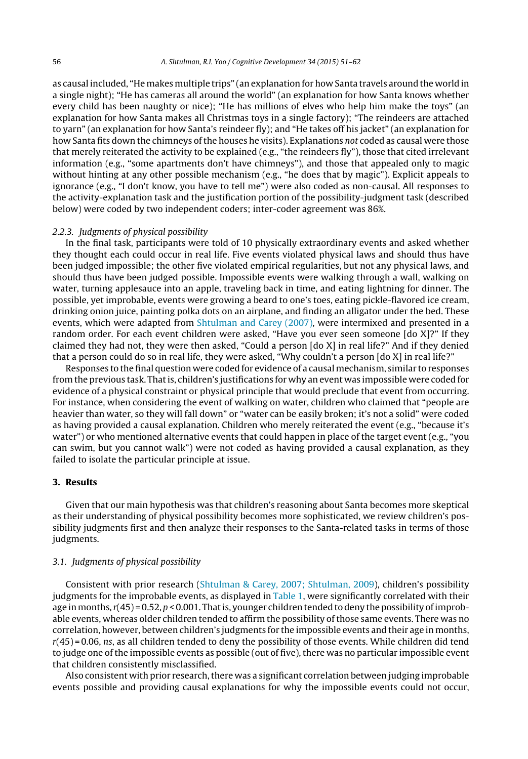as causal included, "He makes multiple trips" (an explanation for how Santa travels around the world in a single night); "He has cameras all around the world" (an explanation for how Santa knows whether every child has been naughty or nice); "He has millions of elves who help him make the toys" (an explanation for how Santa makes all Christmas toys in a single factory); "The reindeers are attached to yarn" (an explanation for how Santa's reindeer fly); and "He takes off his jacket" (an explanation for how Santa fits down the chimneys of the houses he visits). Explanations *not* coded as causal were those that merely reiterated the activity to be explained (e.g., "the reindeers fly"), those that cited irrelevant information (e.g., "some apartments don't have chimneys"), and those that appealed only to magic without hinting at any other possible mechanism (e.g., "he does that by magic"). Explicit appeals to ignorance (e.g., "I don't know, you have to tell me") were also coded as non-causal. All responses to the activity-explanation task and the justification portion of the possibility-judgment task (described below) were coded by two independent coders; inter-coder agreement was 86%.

### 2.2.3. Judgments of physical possibility

In the final task, participants were told of 10 physically extraordinary events and asked whether they thought each could occur in real life. Five events violated physical laws and should thus have been judged impossible; the other five violated empirical regularities, but not any physical laws, and should thus have been judged possible. Impossible events were walking through a wall, walking on water, turning applesauce into an apple, traveling back in time, and eating lightning for dinner. The possible, yet improbable, events were growing a beard to one's toes, eating pickle-flavored ice cream, drinking onion juice, painting polka dots on an airplane, and finding an alligator under the bed. These events, which were adapted from Shtulman and Carey (2007), were intermixed and presented in a random order. For each event children were asked, "Have you ever seen someone [do X]?" If they claimed they had not, they were then asked, "Could a person [do X] in real life?" And if they denied that a person could do so in real life, they were asked, "Why couldn't a person [do X] in real life?"

Responses to the final question were coded for evidence of a causal mechanism, similar to responses from the previous task. That is, children's justifications for why an event was impossible were coded for evidence of a physical constraint or physical principle that would preclude that event from occurring. For instance, when considering the event of walking on water, children who claimed that "people are heavier than water, so they will fall down" or "water can be easily broken; it's not a solid" were coded as having provided a causal explanation. Children who merely reiterated the event (e.g., "because it's water") or who mentioned alternative events that could happen in place of the target event (e.g., "you can swim, but you cannot walk") were not coded as having provided a causal explanation, as they failed to isolate the particular principle at issue.

## 3. Results

Given that our main hypothesis was that children's reasoning about Santa becomes more skeptical as their understanding of physical possibility becomes more sophisticated, we review children's possibility judgments first and then analyze their responses to the Santa-related tasks in terms of those judgments.

### 3.1. Judgments of physical possibility

Consistent with prior research (Shtulman & Carey, 2007; Shtulman, 2009), children's possibility judgments for the improbable events, as displayed in Table 1, were significantly correlated with their age in months, $r(45) = 0.52$, $p < 0.001$. That is, younger children tended to deny the possibility of improbable events, whereas older children tended to affirm the possibility of those same events. There was no correlation, however, between children's judgments for the impossible events and their age in months, $r(45) = 0.06$, *ns*, as all children tended to deny the possibility of those events. While children did tend to judge one of the impossible events as possible (out of five), there was no particular impossible event that children consistently misclassified.

Also consistent with prior research, there was a significant correlation between judging improbable events possible and providing causal explanations for why the impossible events could not occur,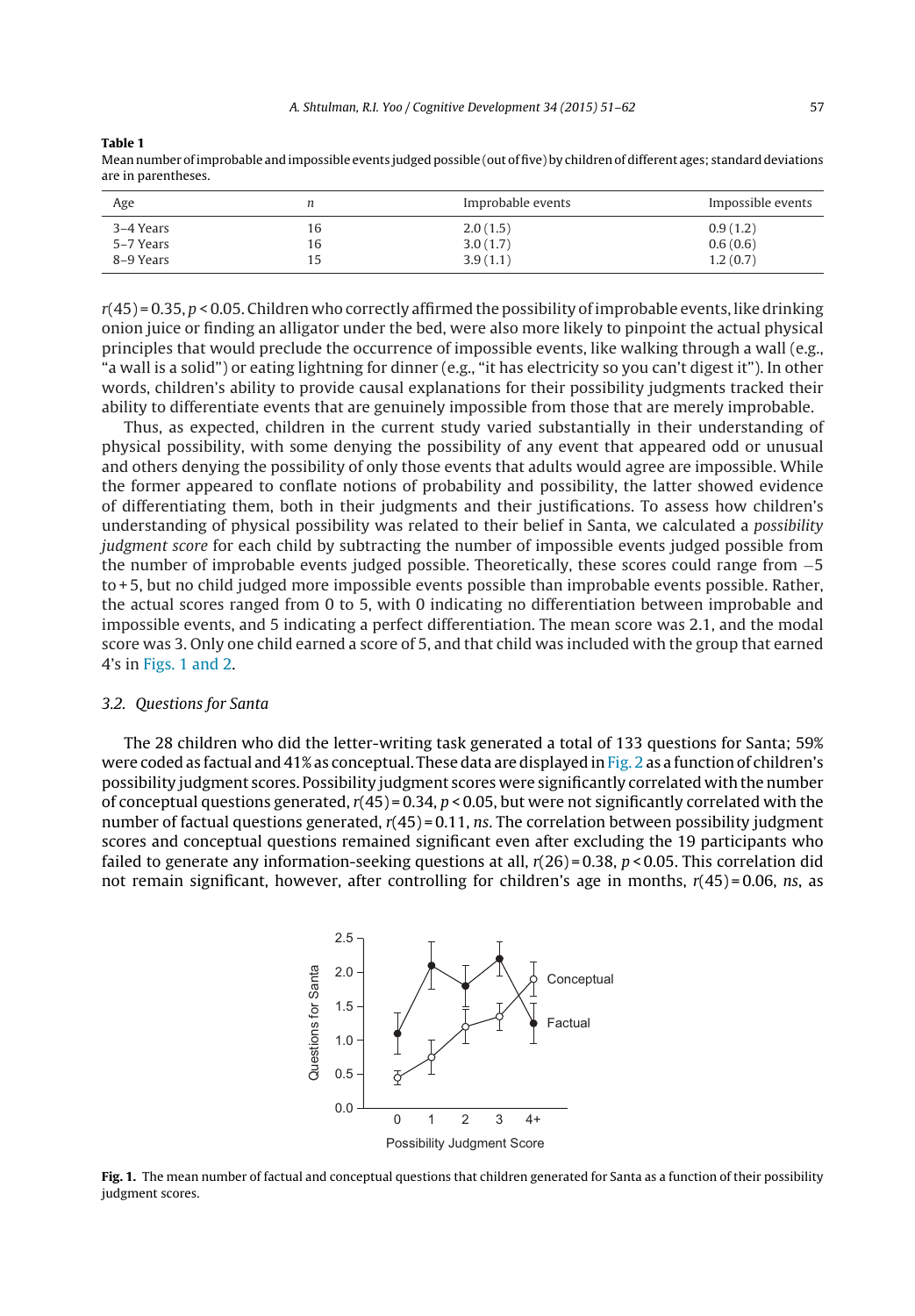**Table 1**
Mean number of improbable and impossible events judged possible (out of five) by children of different ages; standard deviations are in parentheses.

| Age | *n* | Improbable events | Impossible events |
|---|---|---|---|
| 3–4 Years | 16 | 2.0 (1.5) | 0.9 (1.2) |
| 5–7 Years | 16 | 3.0 (1.7) | 0.6 (0.6) |
| 8–9 Years | 15 | 3.9 (1.1) | 1.2 (0.7) |

$r(45) = 0.35$, $p < 0.05$. Children who correctly affirmed the possibility of improbable events, like drinking onion juice or finding an alligator under the bed, were also more likely to pinpoint the actual physical principles that would preclude the occurrence of impossible events, like walking through a wall (e.g., "a wall is a solid") or eating lightning for dinner (e.g., "it has electricity so you can't digest it"). In other words, children's ability to provide causal explanations for their possibility judgments tracked their ability to differentiate events that are genuinely impossible from those that are merely improbable.

Thus, as expected, children in the current study varied substantially in their understanding of physical possibility, with some denying the possibility of any event that appeared odd or unusual and others denying the possibility of only those events that adults would agree are impossible. While the former appeared to conflate notions of probability and possibility, the latter showed evidence of differentiating them, both in their judgments and their justifications. To assess how children's understanding of physical possibility was related to their belief in Santa, we calculated a *possibility judgment score* for each child by subtracting the number of impossible events judged possible from the number of improbable events judged possible. Theoretically, these scores could range from −5 to +5, but no child judged more impossible events possible than improbable events possible. Rather, the actual scores ranged from 0 to 5, with 0 indicating no differentiation between improbable and impossible events, and 5 indicating a perfect differentiation. The mean score was 2.1, and the modal score was 3. Only one child earned a score of 5, and that child was included with the group that earned 4's in Figs. 1 and 2.

### 3.2. Questions for Santa

The 28 children who did the letter-writing task generated a total of 133 questions for Santa; 59% were coded as factual and 41% as conceptual. These data are displayed in Fig. 2 as a function of children's possibility judgment scores. Possibility judgment scores were significantly correlated with the number of conceptual questions generated, $r(45) = 0.34$, $p < 0.05$, but were not significantly correlated with the number of factual questions generated, $r(45) = 0.11$, *ns*. The correlation between possibility judgment scores and conceptual questions remained significant even after excluding the 19 participants who failed to generate any information-seeking questions at all, $r(26) = 0.38$, $p < 0.05$. This correlation did not remain significant, however, after controlling for children's age in months, $r(45) = 0.06$, *ns*, as

**Fig. 1.** The mean number of factual and conceptual questions that children generated for Santa as a function of their possibility judgment scores.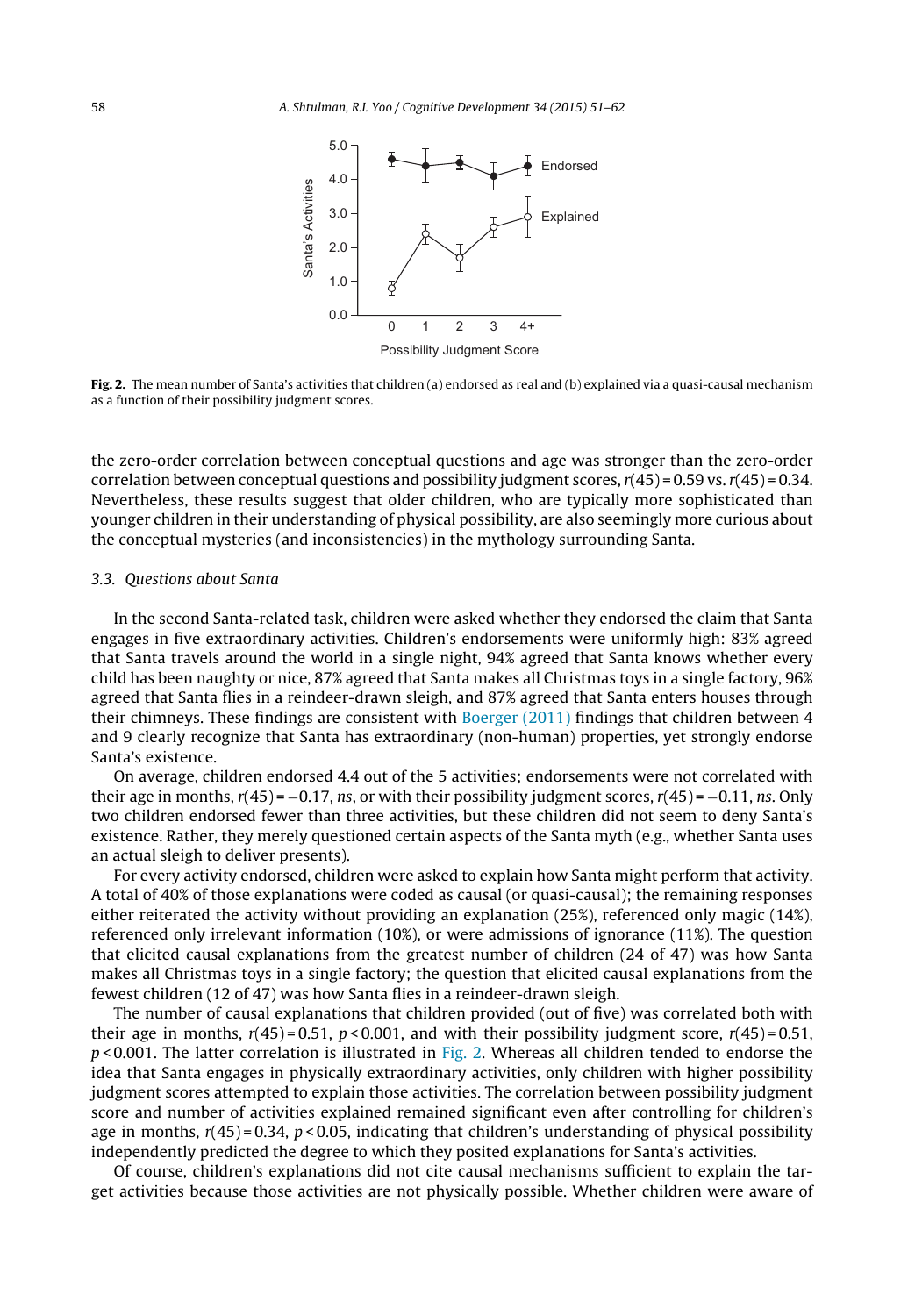**Fig. 2.** The mean number of Santa's activities that children (a) endorsed as real and (b) explained via a quasi-causal mechanism as a function of their possibility judgment scores.

the zero-order correlation between conceptual questions and age was stronger than the zero-order correlation between conceptual questions and possibility judgment scores, $r(45) = 0.59$ vs. $r(45) = 0.34$. Nevertheless, these results suggest that older children, who are typically more sophisticated than younger children in their understanding of physical possibility, are also seemingly more curious about the conceptual mysteries (and inconsistencies) in the mythology surrounding Santa.

### 3.3. Questions about Santa

In the second Santa-related task, children were asked whether they endorsed the claim that Santa engages in five extraordinary activities. Children's endorsements were uniformly high: 83% agreed that Santa travels around the world in a single night, 94% agreed that Santa knows whether every child has been naughty or nice, 87% agreed that Santa makes all Christmas toys in a single factory, 96% agreed that Santa flies in a reindeer-drawn sleigh, and 87% agreed that Santa enters houses through their chimneys. These findings are consistent with Boerger (2011) findings that children between 4 and 9 clearly recognize that Santa has extraordinary (non-human) properties, yet strongly endorse Santa's existence.

On average, children endorsed 4.4 out of the 5 activities; endorsements were not correlated with their age in months, $r(45) = -0.17$, *ns*, or with their possibility judgment scores, $r(45) = -0.11$, *ns*. Only two children endorsed fewer than three activities, but these children did not seem to deny Santa's existence. Rather, they merely questioned certain aspects of the Santa myth (e.g., whether Santa uses an actual sleigh to deliver presents).

For every activity endorsed, children were asked to explain how Santa might perform that activity. A total of 40% of those explanations were coded as causal (or quasi-causal); the remaining responses either reiterated the activity without providing an explanation (25%), referenced only magic (14%), referenced only irrelevant information (10%), or were admissions of ignorance (11%). The question that elicited causal explanations from the greatest number of children (24 of 47) was how Santa makes all Christmas toys in a single factory; the question that elicited causal explanations from the fewest children (12 of 47) was how Santa flies in a reindeer-drawn sleigh.

The number of causal explanations that children provided (out of five) was correlated both with their age in months, $r(45) = 0.51$, $p < 0.001$, and with their possibility judgment score, $r(45) = 0.51$, $p < 0.001$. The latter correlation is illustrated in Fig. 2. Whereas all children tended to endorse the idea that Santa engages in physically extraordinary activities, only children with higher possibility judgment scores attempted to explain those activities. The correlation between possibility judgment score and number of activities explained remained significant even after controlling for children's age in months, $r(45) = 0.34$, $p < 0.05$, indicating that children's understanding of physical possibility independently predicted the degree to which they posited explanations for Santa's activities.

Of course, children's explanations did not cite causal mechanisms sufficient to explain the target activities because those activities are not physically possible. Whether children were aware of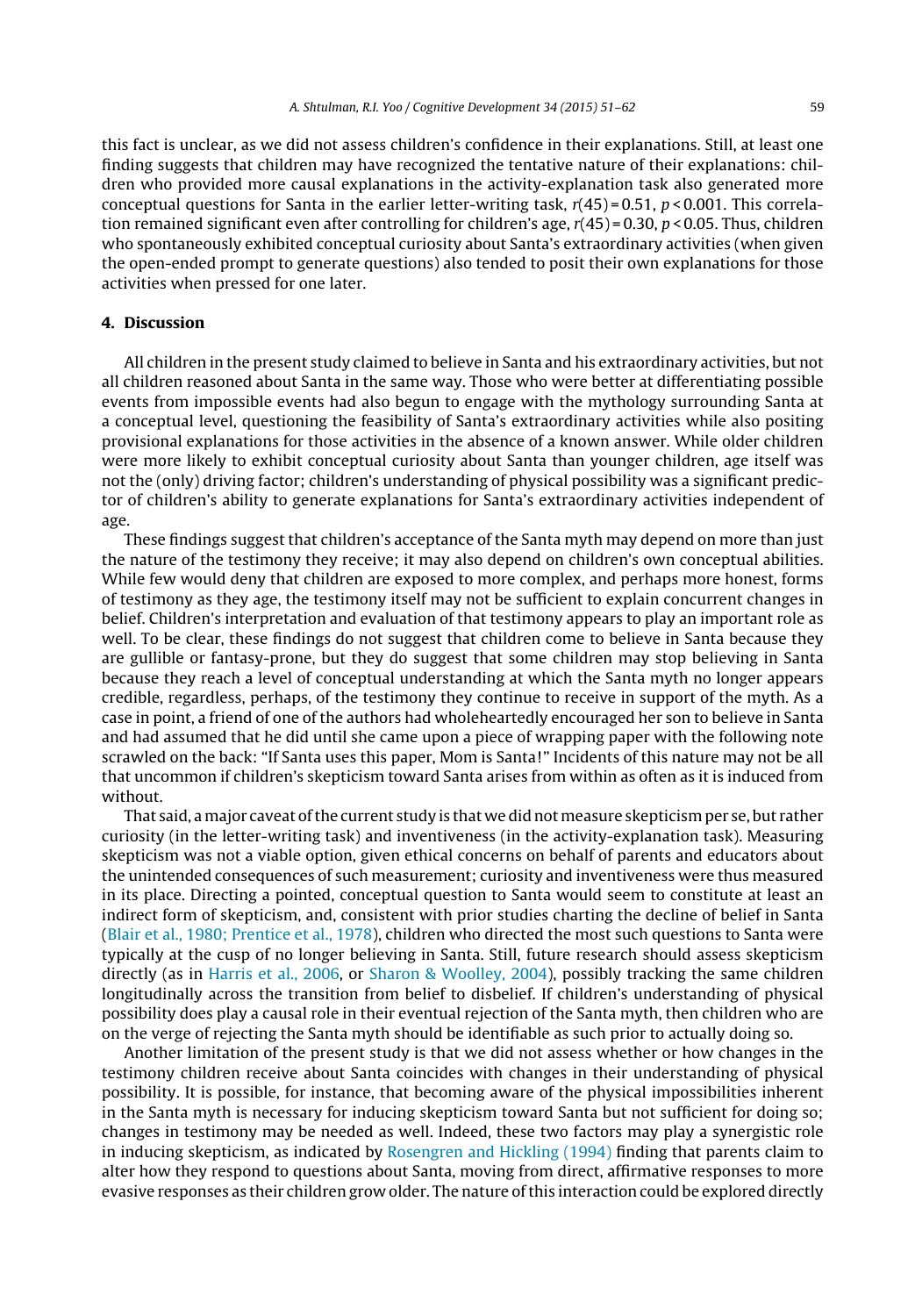this fact is unclear, as we did not assess children's confidence in their explanations. Still, at least one finding suggests that children may have recognized the tentative nature of their explanations: children who provided more causal explanations in the activity-explanation task also generated more conceptual questions for Santa in the earlier letter-writing task, $r(45) = 0.51$, $p < 0.001$. This correlation remained significant even after controlling for children's age, $r(45) = 0.30$, $p < 0.05$. Thus, children who spontaneously exhibited conceptual curiosity about Santa's extraordinary activities (when given the open-ended prompt to generate questions) also tended to posit their own explanations for those activities when pressed for one later.

## 4. Discussion

All children in the present study claimed to believe in Santa and his extraordinary activities, but not all children reasoned about Santa in the same way. Those who were better at differentiating possible events from impossible events had also begun to engage with the mythology surrounding Santa at a conceptual level, questioning the feasibility of Santa's extraordinary activities while also positing provisional explanations for those activities in the absence of a known answer. While older children were more likely to exhibit conceptual curiosity about Santa than younger children, age itself was not the (only) driving factor; children's understanding of physical possibility was a significant predictor of children's ability to generate explanations for Santa's extraordinary activities independent of age.

These findings suggest that children's acceptance of the Santa myth may depend on more than just the nature of the testimony they receive; it may also depend on children's own conceptual abilities. While few would deny that children are exposed to more complex, and perhaps more honest, forms of testimony as they age, the testimony itself may not be sufficient to explain concurrent changes in belief. Children's interpretation and evaluation of that testimony appears to play an important role as well. To be clear, these findings do not suggest that children come to believe in Santa because they are gullible or fantasy-prone, but they do suggest that some children may stop believing in Santa because they reach a level of conceptual understanding at which the Santa myth no longer appears credible, regardless, perhaps, of the testimony they continue to receive in support of the myth. As a case in point, a friend of one of the authors had wholeheartedly encouraged her son to believe in Santa and had assumed that he did until she came upon a piece of wrapping paper with the following note scrawled on the back: "If Santa uses this paper, Mom is Santa!" Incidents of this nature may not be all that uncommon if children's skepticism toward Santa arises from within as often as it is induced from without.

That said, a major caveat of the current study is that we did not measure skepticism per se, but rather curiosity (in the letter-writing task) and inventiveness (in the activity-explanation task). Measuring skepticism was not a viable option, given ethical concerns on behalf of parents and educators about the unintended consequences of such measurement; curiosity and inventiveness were thus measured in its place. Directing a pointed, conceptual question to Santa would seem to constitute at least an indirect form of skepticism, and, consistent with prior studies charting the decline of belief in Santa (Blair et al., 1980; Prentice et al., 1978), children who directed the most such questions to Santa were typically at the cusp of no longer believing in Santa. Still, future research should assess skepticism directly (as in Harris et al., 2006, or Sharon & Woolley, 2004), possibly tracking the same children longitudinally across the transition from belief to disbelief. If children's understanding of physical possibility does play a causal role in their eventual rejection of the Santa myth, then children who are on the verge of rejecting the Santa myth should be identifiable as such prior to actually doing so.

Another limitation of the present study is that we did not assess whether or how changes in the testimony children receive about Santa coincides with changes in their understanding of physical possibility. It is possible, for instance, that becoming aware of the physical impossibilities inherent in the Santa myth is necessary for inducing skepticism toward Santa but not sufficient for doing so; changes in testimony may be needed as well. Indeed, these two factors may play a synergistic role in inducing skepticism, as indicated by Rosengren and Hickling (1994) finding that parents claim to alter how they respond to questions about Santa, moving from direct, affirmative responses to more evasive responses as their children grow older. The nature of this interaction could be explored directly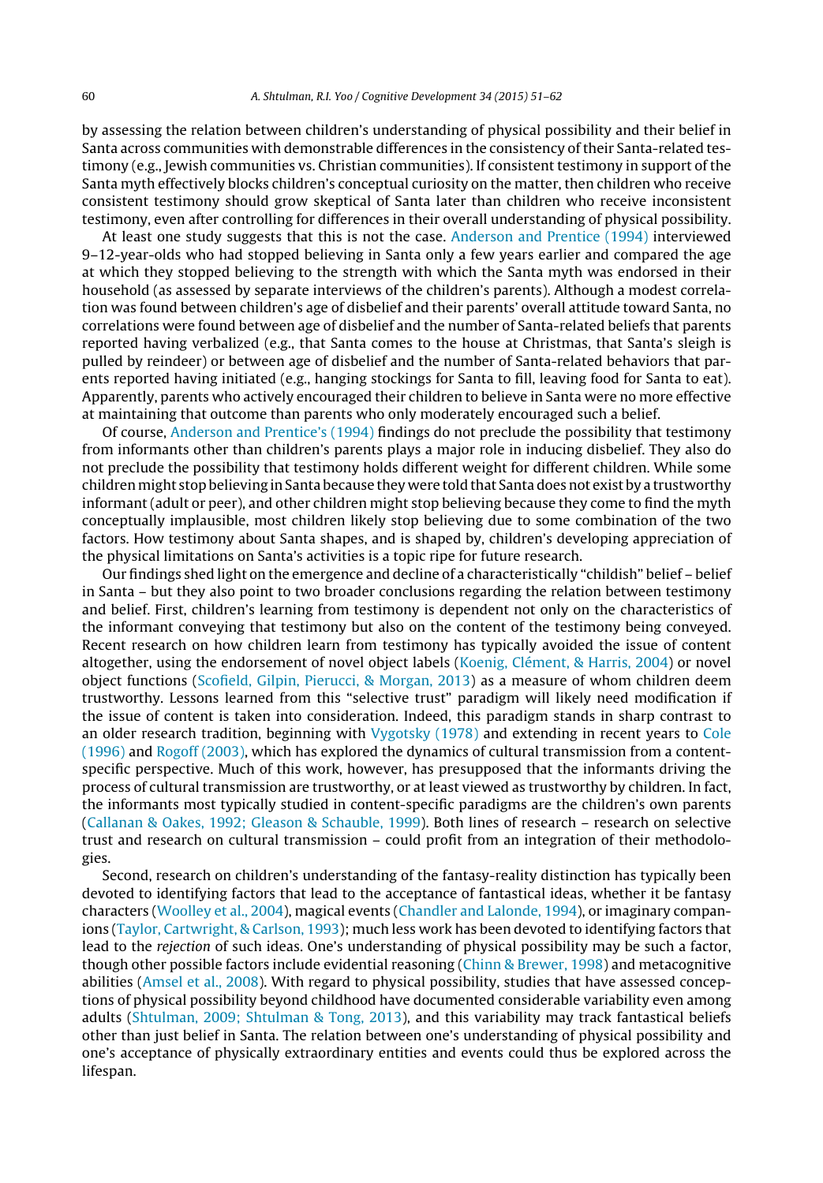by assessing the relation between children's understanding of physical possibility and their belief in Santa across communities with demonstrable differences in the consistency of their Santa-related testimony (e.g., Jewish communities vs. Christian communities). If consistent testimony in support of the Santa myth effectively blocks children's conceptual curiosity on the matter, then children who receive consistent testimony should grow skeptical of Santa later than children who receive inconsistent testimony, even after controlling for differences in their overall understanding of physical possibility.

At least one study suggests that this is not the case. Anderson and Prentice (1994) interviewed 9–12-year-olds who had stopped believing in Santa only a few years earlier and compared the age at which they stopped believing to the strength with which the Santa myth was endorsed in their household (as assessed by separate interviews of the children's parents). Although a modest correlation was found between children's age of disbelief and their parents' overall attitude toward Santa, no correlations were found between age of disbelief and the number of Santa-related beliefs that parents reported having verbalized (e.g., that Santa comes to the house at Christmas, that Santa's sleigh is pulled by reindeer) or between age of disbelief and the number of Santa-related behaviors that parents reported having initiated (e.g., hanging stockings for Santa to fill, leaving food for Santa to eat). Apparently, parents who actively encouraged their children to believe in Santa were no more effective at maintaining that outcome than parents who only moderately encouraged such a belief.

Of course, Anderson and Prentice's (1994) findings do not preclude the possibility that testimony from informants other than children's parents plays a major role in inducing disbelief. They also do not preclude the possibility that testimony holds different weight for different children. While some children might stop believing in Santa because they were told that Santa does not exist by a trustworthy informant (adult or peer), and other children might stop believing because they come to find the myth conceptually implausible, most children likely stop believing due to some combination of the two factors. How testimony about Santa shapes, and is shaped by, children's developing appreciation of the physical limitations on Santa's activities is a topic ripe for future research.

Our findings shed light on the emergence and decline of a characteristically "childish" belief – belief in Santa – but they also point to two broader conclusions regarding the relation between testimony and belief. First, children's learning from testimony is dependent not only on the characteristics of the informant conveying that testimony but also on the content of the testimony being conveyed. Recent research on how children learn from testimony has typically avoided the issue of content altogether, using the endorsement of novel object labels (Koenig, Clément, & Harris, 2004) or novel object functions (Scofield, Gilpin, Pierucci, & Morgan, 2013) as a measure of whom children deem trustworthy. Lessons learned from this "selective trust" paradigm will likely need modification if the issue of content is taken into consideration. Indeed, this paradigm stands in sharp contrast to an older research tradition, beginning with Vygotsky (1978) and extending in recent years to Cole (1996) and Rogoff (2003), which has explored the dynamics of cultural transmission from a content-specific perspective. Much of this work, however, has presupposed that the informants driving the process of cultural transmission are trustworthy, or at least viewed as trustworthy by children. In fact, the informants most typically studied in content-specific paradigms are the children's own parents (Callanan & Oakes, 1992; Gleason & Schauble, 1999). Both lines of research – research on selective trust and research on cultural transmission – could profit from an integration of their methodologies.

Second, research on children's understanding of the fantasy-reality distinction has typically been devoted to identifying factors that lead to the acceptance of fantastical ideas, whether it be fantasy characters (Woolley et al., 2004), magical events (Chandler and Lalonde, 1994), or imaginary companions (Taylor, Cartwright, & Carlson, 1993); much less work has been devoted to identifying factors that lead to the *rejection* of such ideas. One's understanding of physical possibility may be such a factor, though other possible factors include evidential reasoning (Chinn & Brewer, 1998) and metacognitive abilities (Amsel et al., 2008). With regard to physical possibility, studies that have assessed conceptions of physical possibility beyond childhood have documented considerable variability even among adults (Shtulman, 2009; Shtulman & Tong, 2013), and this variability may track fantastical beliefs other than just belief in Santa. The relation between one's understanding of physical possibility and one's acceptance of physically extraordinary entities and events could thus be explored across the lifespan.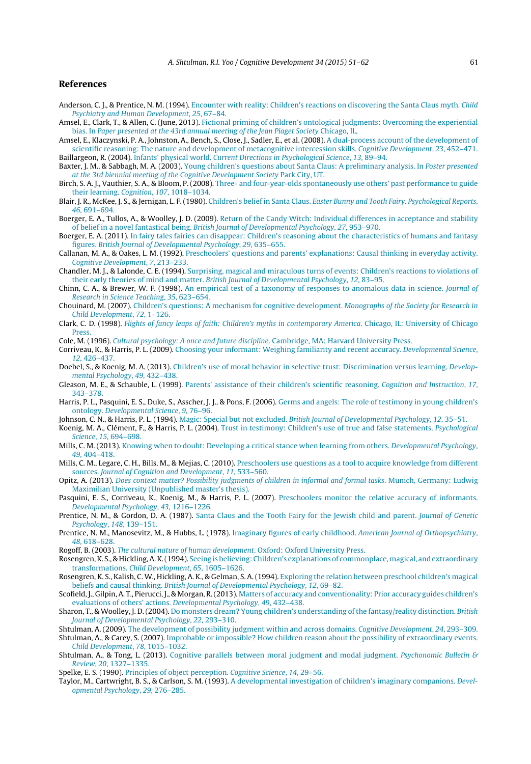## References

Anderson, C. J., & Prentice, N. M. (1994). Encounter with reality: Children's reactions on discovering the Santa Claus myth. *Child Psychiatry and Human Development*, *25*, 67–84.

Amsel, E., Clark, T., & Allen, C. (June, 2013). Fictional priming of children's ontological judgments: Overcoming the experiential bias. In *Paper presented at the 43rd annual meeting of the Jean Piaget Society* Chicago, IL.

Amsel, E., Klaczynski, P. A., Johnston, A., Bench, S., Close, J., Sadler, E., et al. (2008). A dual-process account of the development of scientific reasoning: The nature and development of metacognitive intercession skills. *Cognitive Development*, *23*, 452–471.

Baillargeon, R. (2004). Infants' physical world. *Current Directions in Psychological Science*, *13*, 89–94.

Baxter, J. M., & Sabbagh, M. A. (2003). Young children's questions about Santa Claus: A preliminary analysis. In *Poster presented at the 3rd biennial meeting of the Cognitive Development Society* Park City, UT.

Birch, S. A. J., Vauthier, S. A., & Bloom, P. (2008). Three- and four-year-olds spontaneously use others' past performance to guide their learning. *Cognition*, *107*, 1018–1034.

Blair, J. R., McKee, J. S., & Jernigan, L. F. (1980). Children's belief in Santa Claus. *Easter Bunny and Tooth Fairy. Psychological Reports*, *46*, 691–694.

Boerger, E. A., Tullos, A., & Woolley, J. D. (2009). Return of the Candy Witch: Individual differences in acceptance and stability of belief in a novel fantastical being. *British Journal of Developmental Psychology*, *27*, 953–970.

Boerger, E. A. (2011). In fairy tales fairies can disappear: Children's reasoning about the characteristics of humans and fantasy figures. *British Journal of Developmental Psychology*, *29*, 635–655.

Callanan, M. A., & Oakes, L. M. (1992). Preschoolers' questions and parents' explanations: Causal thinking in everyday activity. *Cognitive Development*, *7*, 213–233.

Chandler, M. J., & Lalonde, C. E. (1994). Surprising, magical and miraculous turns of events: Children's reactions to violations of their early theories of mind and matter. *British Journal of Developmental Psychology*, *12*, 83–95.

Chinn, C. A., & Brewer, W. F. (1998). An empirical test of a taxonomy of responses to anomalous data in science. *Journal of Research in Science Teaching*, *35*, 623–654.

Chouinard, M. (2007). Children's questions: A mechanism for cognitive development. *Monographs of the Society for Research in Child Development*, *72*, 1–126.

Clark, C. D. (1998). *Flights of fancy leaps of faith: Children's myths in contemporary America*. Chicago, IL: University of Chicago Press.

Cole, M. (1996). *Cultural psychology: A once and future discipline*. Cambridge, MA: Harvard University Press.

Corriveau, K., & Harris, P. L. (2009). Choosing your informant: Weighing familiarity and recent accuracy. *Developmental Science*, *12*, 426–437.

Doebel, S., & Koenig, M. A. (2013). Children's use of moral behavior in selective trust: Discrimination versus learning. *Developmental Psychology*, *49*, 432–438.

Gleason, M. E., & Schauble, L. (1999). Parents' assistance of their children's scientific reasoning. *Cognition and Instruction*, *17*, 343–378.

Harris, P. L., Pasquini, E. S., Duke, S., Asscher, J. J., & Pons, F. (2006). Germs and angels: The role of testimony in young children's ontology. *Developmental Science*, *9*, 76–96.

Johnson, C. N., & Harris, P. L. (1994). Magic: Special but not excluded. *British Journal of Developmental Psychology*, *12*, 35–51.

Koenig, M. A., Clément, F., & Harris, P. L. (2004). Trust in testimony: Children's use of true and false statements. *Psychological Science*, *15*, 694–698.

Mills, C. M. (2013). Knowing when to doubt: Developing a critical stance when learning from others. *Developmental Psychology*, *49*, 404–418.

Mills, C. M., Legare, C. H., Bills, M., & Mejias, C. (2010). Preschoolers use questions as a tool to acquire knowledge from different sources. *Journal of Cognition and Development*, *11*, 533–560.

Opitz, A. (2013). *Does context matter? Possibility judgments of children in informal and formal tasks*. Munich, Germany: Ludwig Maximilian University (Unpublished master's thesis).

Pasquini, E. S., Corriveau, K., Koenig, M., & Harris, P. L. (2007). Preschoolers monitor the relative accuracy of informants. *Developmental Psychology*, *43*, 1216–1226.

Prentice, N. M., & Gordon, D. A. (1987). Santa Claus and the Tooth Fairy for the Jewish child and parent. *Journal of Genetic Psychology*, *148*, 139–151.

Prentice, N. M., Manosevitz, M., & Hubbs, L. (1978). Imaginary figures of early childhood. *American Journal of Orthopsychiatry*, *48*, 618–628.

Rogoff, B. (2003). *The cultural nature of human development*. Oxford: Oxford University Press.

Rosengren, K. S., & Hickling, A. K. (1994). Seeing is believing: Children's explanations of commonplace, magical, and extraordinary transformations. *Child Development*, *65*, 1605–1626.

Rosengren, K. S., Kalish, C. W., Hickling, A. K., & Gelman, S. A. (1994). Exploring the relation between preschool children's magical beliefs and causal thinking. *British Journal of Developmental Psychology*, *12*, 69–82.

Scofield, J., Gilpin, A. T., Pierucci, J., & Morgan, R. (2013). Matters of accuracy and conventionality: Prior accuracy guides children's evaluations of others' actions. *Developmental Psychology*, *49*, 432–438.

Sharon, T., & Woolley, J. D. (2004). Do monsters dream? Young children's understanding of the fantasy/reality distinction. *British Journal of Developmental Psychology*, *22*, 293–310.

Shtulman, A. (2009). The development of possibility judgment within and across domains. *Cognitive Development*, *24*, 293–309.

Shtulman, A., & Carey, S. (2007). Improbable or impossible? How children reason about the possibility of extraordinary events. *Child Development*, *78*, 1015–1032.

Shtulman, A., & Tong, L. (2013). Cognitive parallels between moral judgment and modal judgment. *Psychonomic Bulletin & Review*, *20*, 1327–1335.

Spelke, E. S. (1990). Principles of object perception. *Cognitive Science*, *14*, 29–56.

Taylor, M., Cartwright, B. S., & Carlson, S. M. (1993). A developmental investigation of children's imaginary companions. *Developmental Psychology*, *29*, 276–285.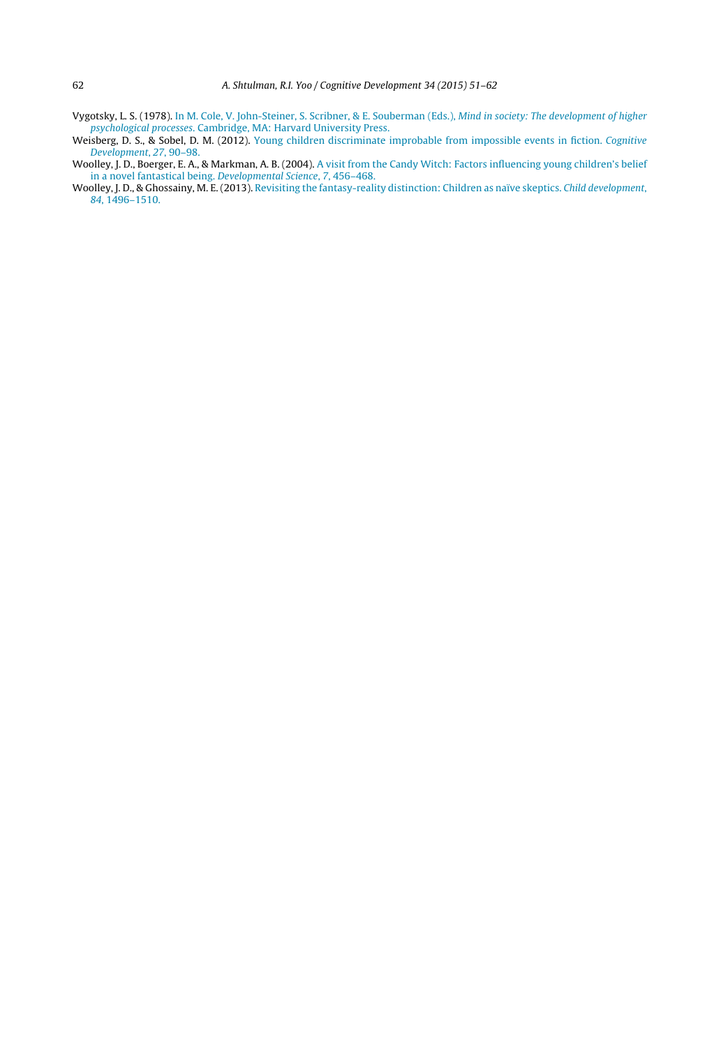Vygotsky, L. S. (1978). In M. Cole, V. John-Steiner, S. Scribner, & E. Souberman (Eds.), *Mind in society: The development of higher psychological processes*. Cambridge, MA: Harvard University Press.

Weisberg, D. S., & Sobel, D. M. (2012). Young children discriminate improbable from impossible events in fiction. *Cognitive Development*, *27*, 90–98.

Woolley, J. D., Boerger, E. A., & Markman, A. B. (2004). A visit from the Candy Witch: Factors influencing young children's belief in a novel fantastical being. *Developmental Science*, *7*, 456–468.

Woolley, J. D., & Ghossainy, M. E. (2013). Revisiting the fantasy-reality distinction: Children as naïve skeptics. *Child development*, *84*, 1496–1510.